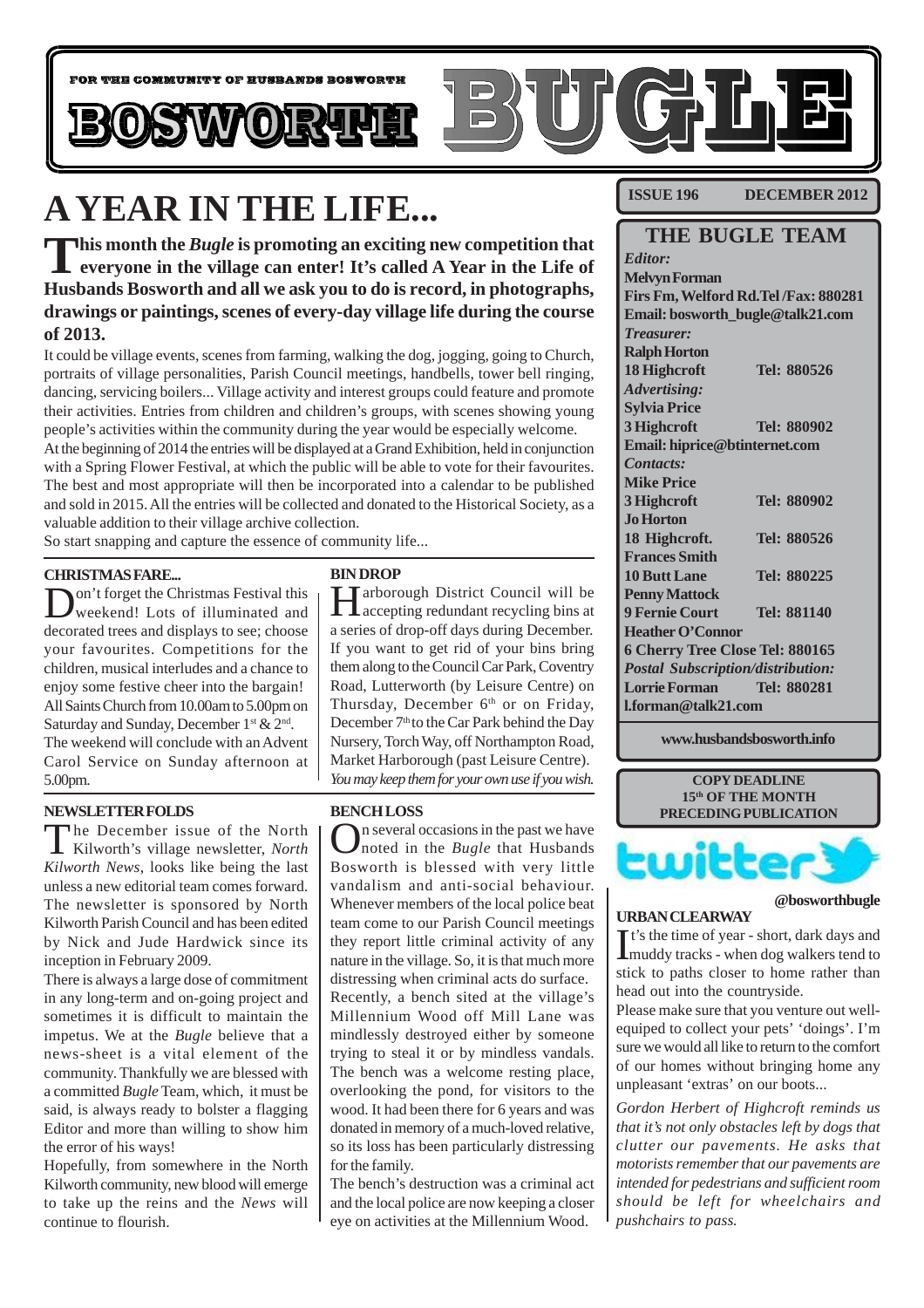FOR THE COMMUNITY OF HUSBANDS BOSWORTH

# BOSWORTH BUGLE

**ISSUE 196** **DECEMBER 2012**

# A YEAR IN THE LIFE...

**This month the *Bugle* is promoting an exciting new competition that everyone in the village can enter! It's called A Year in the Life of Husbands Bosworth and all we ask you to do is record, in photographs, drawings or paintings, scenes of every-day village life during the course of 2013.**

It could be village events, scenes from farming, walking the dog, jogging, going to Church, portraits of village personalities, Parish Council meetings, handbells, tower bell ringing, dancing, servicing boilers... Village activity and interest groups could feature and promote their activities. Entries from children and children's groups, with scenes showing young people's activities within the community during the year would be especially welcome.

At the beginning of 2014 the entries will be displayed at a Grand Exhibition, held in conjunction with a Spring Flower Festival, at which the public will be able to vote for their favourites. The best and most appropriate will then be incorporated into a calendar to be published and sold in 2015. All the entries will be collected and donated to the Historical Society, as a valuable addition to their village archive collection.

So start snapping and capture the essence of community life...

### CHRISTMAS FARE...

Don't forget the Christmas Festival this weekend! Lots of illuminated and decorated trees and displays to see; choose your favourites. Competitions for the children, musical interludes and a chance to enjoy some festive cheer into the bargain! All Saints Church from 10.00am to 5.00pm on Saturday and Sunday, December 1st & 2nd.

The weekend will conclude with an Advent Carol Service on Sunday afternoon at 5.00pm.

### NEWSLETTER FOLDS

The December issue of the North Kilworth's village newsletter, *North Kilworth News*, looks like being the last unless a new editorial team comes forward. The newsletter is sponsored by North Kilworth Parish Council and has been edited by Nick and Jude Hardwick since its inception in February 2009.

There is always a large dose of commitment in any long-term and on-going project and sometimes it is difficult to maintain the impetus. We at the *Bugle* believe that a news-sheet is a vital element of the community. Thankfully we are blessed with a committed *Bugle* Team, which, it must be said, is always ready to bolster a flagging Editor and more than willing to show him the error of his ways!

Hopefully, from somewhere in the North Kilworth community, new blood will emerge to take up the reins and the *News* will continue to flourish.

### BIN DROP

Harborough District Council will be accepting redundant recycling bins at a series of drop-off days during December. If you want to get rid of your bins bring them along to the Council Car Park, Coventry Road, Lutterworth (by Leisure Centre) on Thursday, December 6th or on Friday, December 7th to the Car Park behind the Day Nursery, Torch Way, off Northampton Road, Market Harborough (past Leisure Centre).

*You may keep them for your own use if you wish.*

### BENCH LOSS

On several occasions in the past we have noted in the *Bugle* that Husbands Bosworth is blessed with very little vandalism and anti-social behaviour. Whenever members of the local police beat team come to our Parish Council meetings they report little criminal activity of any nature in the village. So, it is that much more distressing when criminal acts do surface.

Recently, a bench sited at the village's Millennium Wood off Mill Lane was mindlessly destroyed either by someone trying to steal it or by mindless vandals. The bench was a welcome resting place, overlooking the pond, for visitors to the wood. It had been there for 6 years and was donated in memory of a much-loved relative, so its loss has been particularly distressing for the family.

The bench's destruction was a criminal act and the local police are now keeping a closer eye on activities at the Millennium Wood.

## THE BUGLE TEAM

*Editor:*
**Melvyn Forman**
**Firs Fm, Welford Rd. Tel /Fax: 880281**
**Email: bosworth_bugle@talk21.com**

*Treasurer:*
**Ralph Horton**
**18 Highcroft Tel: 880526**

*Advertising:*
**Sylvia Price**
**3 Highcroft Tel: 880902**
**Email: hiprice@btinternet.com**

*Contacts:*
**Mike Price**
**3 Highcroft Tel: 880902**
**Jo Horton**
**18 Highcroft. Tel: 880526**
**Frances Smith**
**10 Butt Lane Tel: 880225**
**Penny Mattock**
**9 Fernie Court Tel: 881140**
**Heather O'Connor**
**6 Cherry Tree Close Tel: 880165**

*Postal Subscription/distribution:*
**Lorrie Forman Tel: 880281**
**l.forman@talk21.com**

**www.husbandsbosworth.info**

**COPY DEADLINE**
**15th OF THE MONTH PRECEDING PUBLICATION**

twitter **@bosworthbugle**

### URBAN CLEARWAY

It's the time of year - short, dark days and muddy tracks - when dog walkers tend to stick to paths closer to home rather than head out into the countryside.

Please make sure that you venture out well-equiped to collect your pets' 'doings'. I'm sure we would all like to return to the comfort of our homes without bringing home any unpleasant 'extras' on our boots...

*Gordon Herbert of Highcroft reminds us that it's not only obstacles left by dogs that clutter our pavements. He asks that motorists remember that our pavements are intended for pedestrians and sufficient room should be left for wheelchairs and pushchairs to pass.*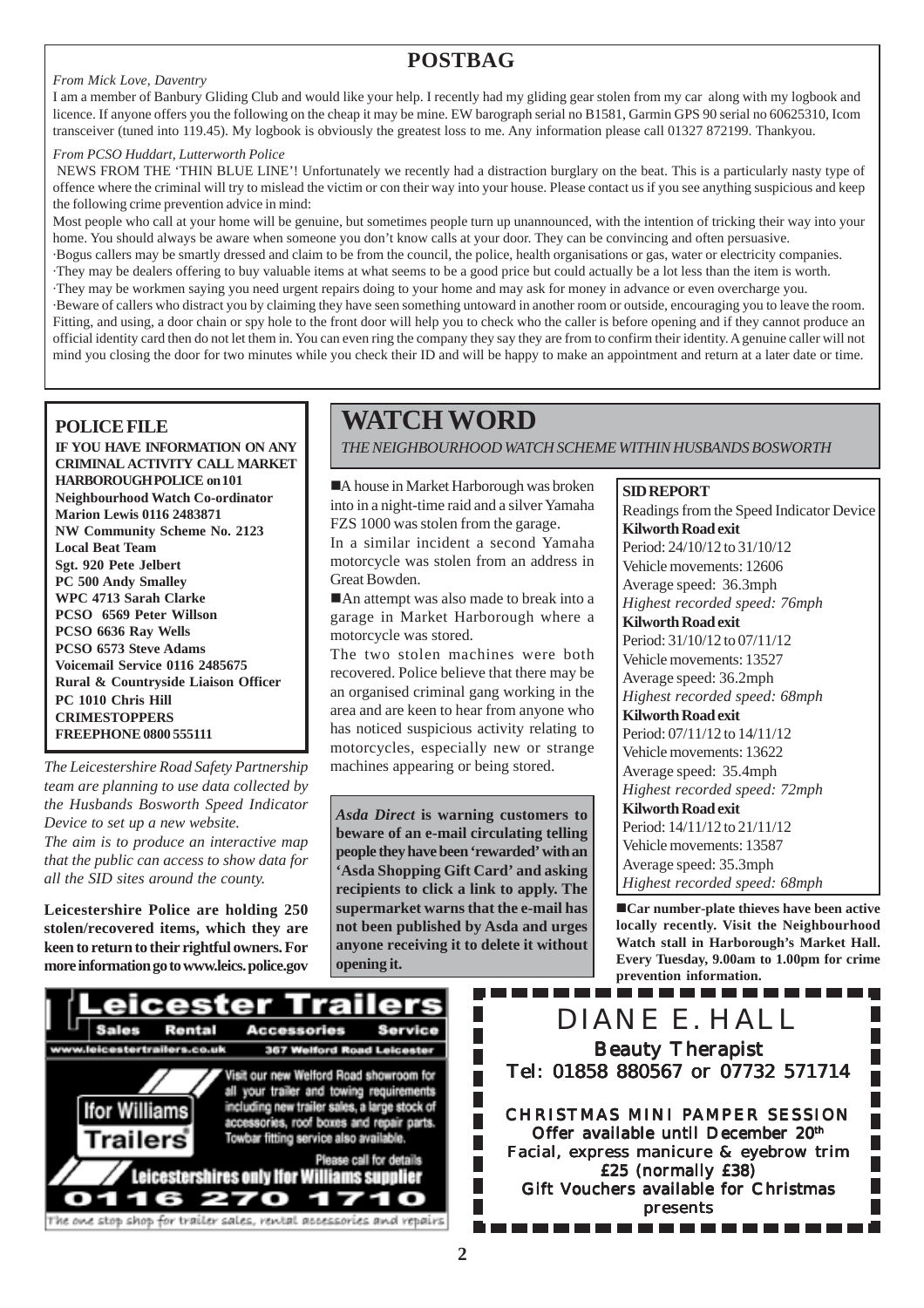# POSTBAG

*From Mick Love, Daventry*

I am a member of Banbury Gliding Club and would like your help. I recently had my gliding gear stolen from my car along with my logbook and licence. If anyone offers you the following on the cheap it may be mine. EW barograph serial no B1581, Garmin GPS 90 serial no 60625310, Icom transceiver (tuned into 119.45). My logbook is obviously the greatest loss to me. Any information please call 01327 872199. Thankyou.

*From PCSO Huddart, Lutterworth Police*

NEWS FROM THE 'THIN BLUE LINE'! Unfortunately we recently had a distraction burglary on the beat. This is a particularly nasty type of offence where the criminal will try to mislead the victim or con their way into your house. Please contact us if you see anything suspicious and keep the following crime prevention advice in mind:

Most people who call at your home will be genuine, but sometimes people turn up unannounced, with the intention of tricking their way into your home. You should always be aware when someone you don't know calls at your door. They can be convincing and often persuasive.

·Bogus callers may be smartly dressed and claim to be from the council, the police, health organisations or gas, water or electricity companies.
·They may be dealers offering to buy valuable items at what seems to be a good price but could actually be a lot less than the item is worth.
·They may be workmen saying you need urgent repairs doing to your home and may ask for money in advance or even overcharge you.
·Beware of callers who distract you by claiming they have seen something untoward in another room or outside, encouraging you to leave the room. Fitting, and using, a door chain or spy hole to the front door will help you to check who the caller is before opening and if they cannot produce an official identity card then do not let them in. You can even ring the company they say they are from to confirm their identity. A genuine caller will not mind you closing the door for two minutes while you check their ID and will be happy to make an appointment and return at a later date or time.

## POLICE FILE

**IF YOU HAVE INFORMATION ON ANY CRIMINAL ACTIVITY CALL MARKET HARBOROUGH POLICE on 101**
**Neighbourhood Watch Co-ordinator**
**Marion Lewis 0116 2483871**
**NW Community Scheme No. 2123**
**Local Beat Team**
**Sgt. 920 Pete Jelbert**
**PC 500 Andy Smalley**
**WPC 4713 Sarah Clarke**
**PCSO 6569 Peter Willson**
**PCSO 6636 Ray Wells**
**PCSO 6573 Steve Adams**
**Voicemail Service 0116 2485675**
**Rural & Countryside Liaison Officer**
**PC 1010 Chris Hill**
**CRIMESTOPPERS**
**FREEPHONE 0800 555111**

*The Leicestershire Road Safety Partnership team are planning to use data collected by the Husbands Bosworth Speed Indicator Device to set up a new website.*

*The aim is to produce an interactive map that the public can access to show data for all the SID sites around the county.*

**Leicestershire Police are holding 250 stolen/recovered items, which they are keen to return to their rightful owners. For more information go to www.leics.police.gov**

# WATCH WORD

*THE NEIGHBOURHOOD WATCH SCHEME WITHIN HUSBANDS BOSWORTH*

■A house in Market Harborough was broken into in a night-time raid and a silver Yamaha FZS 1000 was stolen from the garage.

In a similar incident a second Yamaha motorcycle was stolen from an address in Great Bowden.

■An attempt was also made to break into a garage in Market Harborough where a motorcycle was stored.

The two stolen machines were both recovered. Police believe that there may be an organised criminal gang working in the area and are keen to hear from anyone who has noticed suspicious activity relating to motorcycles, especially new or strange machines appearing or being stored.

***Asda Direct*** **is warning customers to beware of an e-mail circulating telling people they have been 'rewarded' with an 'Asda Shopping Gift Card' and asking recipients to click a link to apply. The supermarket warns that the e-mail has not been published by Asda and urges anyone receiving it to delete it without opening it.**

**SID REPORT**

Readings from the Speed Indicator Device

**Kilworth Road exit**
Period: 24/10/12 to 31/10/12
Vehicle movements: 12606
Average speed: 36.3mph
*Highest recorded speed: 76mph*

**Kilworth Road exit**
Period: 31/10/12 to 07/11/12
Vehicle movements: 13527
Average speed: 36.2mph
*Highest recorded speed: 68mph*

**Kilworth Road exit**
Period: 07/11/12 to 14/11/12
Vehicle movements: 13622
Average speed: 35.4mph
*Highest recorded speed: 72mph*

**Kilworth Road exit**
Period: 14/11/12 to 21/11/12
Vehicle movements: 13587
Average speed: 35.3mph
*Highest recorded speed: 68mph*

■**Car number-plate thieves have been active locally recently. Visit the Neighbourhood Watch stall in Harborough's Market Hall. Every Tuesday, 9.00am to 1.00pm for crime prevention information.**

**Leicester Trailers**
Sales Rental Accessories Service
www.leicestertrailers.co.uk 367 Welford Road Leicester
Ifor Williams Trailers
Visit our new Welford Road showroom for all your trailer and towing requirements including new trailer sales, a large stock of accessories, roof boxes and repair parts. Towbar fitting service also available.
Please call for details
Leicestershires only Ifor Williams supplier
0116 270 1710
The one stop shop for trailer sales, rental accessories and repairs

**DIANE E. HALL**
**Beauty Therapist**
**Tel: 01858 880567 or 07732 571714**

**CHRISTMAS MINI PAMPER SESSION**
**Offer available until December 20th**
**Facial, express manicure & eyebrow trim**
**£25 (normally £38)**
**Gift Vouchers available for Christmas presents**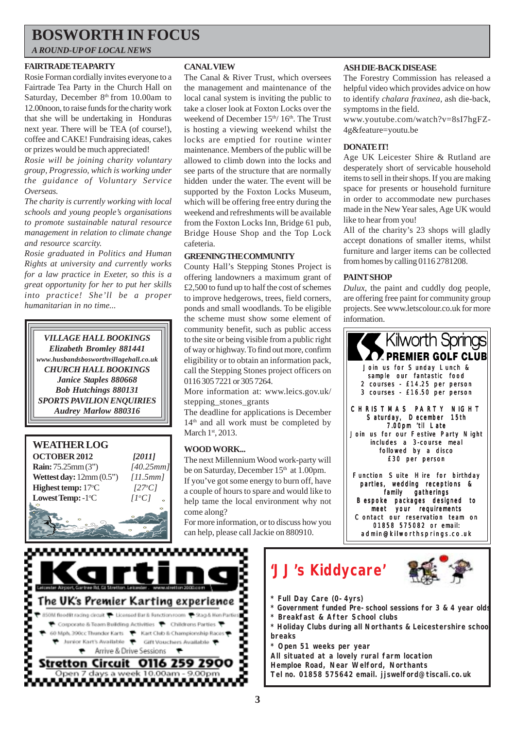# BOSWORTH IN FOCUS

*A ROUND-UP OF LOCAL NEWS*

### FAIRTRADE TEA PARTY

Rosie Forman cordially invites everyone to a Fairtrade Tea Party in the Church Hall on Saturday, December 8th from 10.00am to 12.00noon, to raise funds for the charity work that she will be undertaking in Honduras next year. There will be TEA (of course!), coffee and CAKE! Fundraising ideas, cakes or prizes would be much appreciated!

*Rosie will be joining charity voluntary group, Progressio, which is working under the guidance of Voluntary Service Overseas.*

*The charity is currently working with local schools and young people's organisations to promote sustainable natural resource management in relation to climate change and resource scarcity.*

*Rosie graduated in Politics and Human Rights at university and currently works for a law practice in Exeter, so this is a great opportunity for her to put her skills into practice! She'll be a proper humanitarian in no time...*

***VILLAGE HALL BOOKINGS***
***Elizabeth Bromley 881441***
***www.husbandsbosworthvillagehall.co.uk***
***CHURCH HALL BOOKINGS***
***Janice Staples 880668***
***Bob Hutchings 880131***
***SPORTS PAVILION ENQUIRIES***
***Audrey Marlow 880316***

### WEATHER LOG

| OCTOBER 2012 | [2011] |
|---|---|
| **Rain:** 75.25mm (3") | [40.25mm] |
| **Wettest day:** 12mm (0.5") | [11.5mm] |
| **Highest temp:** 17°C | [27°C] |
| **Lowest Temp:** -1°C | [1°C] |

### CANAL VIEW

The Canal & River Trust, which oversees the management and maintenance of the local canal system is inviting the public to take a closer look at Foxton Locks over the weekend of December 15th/ 16th. The Trust is hosting a viewing weekend whilst the locks are emptied for routine winter maintenance. Members of the public will be allowed to climb down into the locks and see parts of the structure that are normally hidden under the water. The event will be supported by the Foxton Locks Museum, which will be offering free entry during the weekend and refreshments will be available from the Foxton Locks Inn, Bridge 61 pub, Bridge House Shop and the Top Lock cafeteria.

### GREENING THE COMMUNITY

County Hall's Stepping Stones Project is offering landowners a maximum grant of £2,500 to fund up to half the cost of schemes to improve hedgerows, trees, field corners, ponds and small woodlands. To be eligible the scheme must show some element of community benefit, such as public access to the site or being visible from a public right of way or highway. To find out more, confirm eligibility or to obtain an information pack, call the Stepping Stones project officers on 0116 305 7221 or 305 7264.

More information at: www.leics.gov.uk/stepping_stones_grants

The deadline for applications is December 14th and all work must be completed by March 1st, 2013.

### WOOD WORK...

The next Millennium Wood work-party will be on Saturday, December 15th at 1.00pm.

If you've got some energy to burn off, have a couple of hours to spare and would like to help tame the local environment why not come along?

For more information, or to discuss how you can help, please call Jackie on 880910.

### ASH DIE-BACK DISEASE

The Forestry Commission has released a helpful video which provides advice on how to identify *chalara fraxinea*, ash die-back, symptoms in the field.

www.youtube.com/watch?v=8sI7hgFZ-4g&feature=youtu.be

### DONATE IT!

Age UK Leicester Shire & Rutland are desperately short of servicable household items to sell in their shops. If you are making space for presents or household furniture in order to accommodate new purchases made in the New Year sales, Age UK would like to hear from you!

All of the charity's 23 shops will gladly accept donations of smaller items, whilst furniture and larger items can be collected from homes by calling 0116 2781208.

### PAINT SHOP

*Dulux*, the paint and cuddly dog people, are offering free paint for community group projects. See www.letscolour.co.uk for more information.

**Kilworth Springs PREMIER GOLF CLUB**

Join us for Sunday Lunch & sample our fantastic food
2 courses - £14.25 per person
3 courses - £16.50 per person

CHRISTMAS PARTY NIGHT
Saturday, December 15th
7.00pm 'til Late
Join us for our Festive Party Night includes a 3-course meal followed by a disco
£30 per person

Function Suite Hire for birthday parties, wedding receptions & family gatherings
Bespoke packages designed to meet your requirements
Contact our reservation team on 01858 575082 or email: admin@kilworthsprings.co.uk

**Karting**

Leicester Airport, Gartree Rd, Gt Stretton, Leicester. www.stretton2000.com

**The UK's Premier Karting experience**

850M floodlit racing circuit • Licensed Bar & Function room • Stag & Hen Parties • Corporate & Team Building Activities • Childrens Parties • 60 Mph. 390cc Thunder Karts • Kart Club & Championship Races • Junior Kart's Available • Gift Vouchers Available • Arrive & Drive Sessions

**Stretton Circuit 0116 259 2900**
Open 7 days a week 10.00am - 9.00pm

**'JJ's Kiddycare'**

- **Full Day Care (0-4yrs)**
- **Government funded Pre-school sessions for 3 & 4 year olds**
- **Breakfast & After School clubs**
- **Holiday Clubs during all Northants & Leicestershire school breaks**
- **Open 51 weeks per year**

**All situated at a lovely rural farm location**
**Hemploe Road, Near Welford, Northants**
**Tel no. 01858 575642 email. jjswelford@tiscali.co.uk**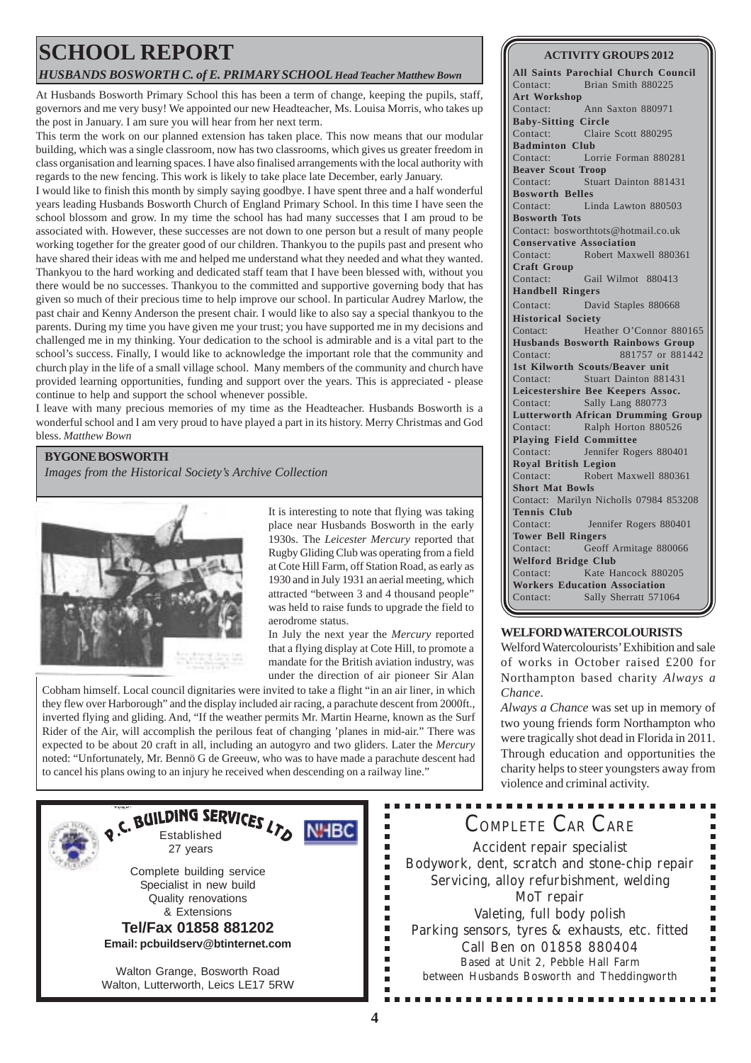# SCHOOL REPORT

### *HUSBANDS BOSWORTH C. of E. PRIMARY SCHOOL Head Teacher Matthew Bown*

At Husbands Bosworth Primary School this has been a term of change, keeping the pupils, staff, governors and me very busy! We appointed our new Headteacher, Ms. Louisa Morris, who takes up the post in January. I am sure you will hear from her next term.

This term the work on our planned extension has taken place. This now means that our modular building, which was a single classroom, now has two classrooms, which gives us greater freedom in class organisation and learning spaces. I have also finalised arrangements with the local authority with regards to the new fencing. This work is likely to take place late December, early January.

I would like to finish this month by simply saying goodbye. I have spent three and a half wonderful years leading Husbands Bosworth Church of England Primary School. In this time I have seen the school blossom and grow. In my time the school has had many successes that I am proud to be associated with. However, these successes are not down to one person but a result of many people working together for the greater good of our children. Thankyou to the pupils past and present who have shared their ideas with me and helped me understand what they needed and what they wanted. Thankyou to the hard working and dedicated staff team that I have been blessed with, without you there would be no successes. Thankyou to the committed and supportive governing body that has given so much of their precious time to help improve our school. In particular Audrey Marlow, the past chair and Kenny Anderson the present chair. I would like to also say a special thankyou to the parents. During my time you have given me your trust; you have supported me in my decisions and challenged me in my thinking. Your dedication to the school is admirable and is a vital part to the school's success. Finally, I would like to acknowledge the important role that the community and church play in the life of a small village school. Many members of the community and church have provided learning opportunities, funding and support over the years. This is appreciated - please continue to help and support the school whenever possible.

I leave with many precious memories of my time as the Headteacher. Husbands Bosworth is a wonderful school and I am very proud to have played a part in its history. Merry Christmas and God bless. *Matthew Bown*

## BYGONE BOSWORTH

*Images from the Historical Society's Archive Collection*

It is interesting to note that flying was taking place near Husbands Bosworth in the early 1930s. The *Leicester Mercury* reported that Rugby Gliding Club was operating from a field at Cote Hill Farm, off Station Road, as early as 1930 and in July 1931 an aerial meeting, which attracted "between 3 and 4 thousand people" was held to raise funds to upgrade the field to aerodrome status.

In July the next year the *Mercury* reported that a flying display at Cote Hill, to promote a mandate for the British aviation industry, was under the direction of air pioneer Sir Alan Cobham himself. Local council dignitaries were invited to take a flight "in an air liner, in which they flew over Harborough" and the display included air racing, a parachute descent from 2000ft., inverted flying and gliding. And, "If the weather permits Mr. Martin Hearne, known as the Surf Rider of the Air, will accomplish the perilous feat of changing 'planes in mid-air." There was expected to be about 20 craft in all, including an autogyro and two gliders. Later the *Mercury* noted: "Unfortunately, Mr. Bennö G de Greeuw, who was to have made a parachute descent had to cancel his plans owing to an injury he received when descending on a railway line."

## ACTIVITY GROUPS 2012

**All Saints Parochial Church Council**
Contact: Brian Smith 880225

**Art Workshop**
Contact: Ann Saxton 880971

**Baby-Sitting Circle**
Contact: Claire Scott 880295

**Badminton Club**
Contact: Lorrie Forman 880281

**Beaver Scout Troop**
Contact: Stuart Dainton 881431

**Bosworth Belles**
Contact: Linda Lawton 880503

**Bosworth Tots**
Contact: bosworthtots@hotmail.co.uk

**Conservative Association**
Contact: Robert Maxwell 880361

**Craft Group**
Contact: Gail Wilmot 880413

**Handbell Ringers**
Contact: David Staples 880668

**Historical Society**
Contact: Heather O'Connor 880165

**Husbands Bosworth Rainbows Group**
Contact: 881757 or 881442

**1st Kilworth Scouts/Beaver unit**
Contact: Stuart Dainton 881431

**Leicestershire Bee Keepers Assoc.**
Contact: Sally Lang 880773

**Lutterworth African Drumming Group**
Contact: Ralph Horton 880526

**Playing Field Committee**
Contact: Jennifer Rogers 880401

**Royal British Legion**
Contact: Robert Maxwell 880361

**Short Mat Bowls**
Contact: Marilyn Nicholls 07984 853208

**Tennis Club**
Contact: Jennifer Rogers 880401

**Tower Bell Ringers**
Contact: Geoff Armitage 880066

**Welford Bridge Club**
Contact: Kate Hancock 880205

**Workers Education Association**
Contact: Sally Sherratt 571064

## WELFORD WATERCOLOURISTS

Welford Watercolourists' Exhibition and sale of works in October raised £200 for Northampton based charity *Always a Chance*.

*Always a Chance* was set up in memory of two young friends form Northampton who were tragically shot dead in Florida in 2011. Through education and opportunities the charity helps to steer youngsters away from violence and criminal activity.

**P.C. BUILDING SERVICES LTD**
Established 27 years
NHBC

Complete building service
Specialist in new build
Quality renovations
& Extensions

**Tel/Fax 01858 881202**
**Email: pcbuildserv@btinternet.com**

Walton Grange, Bosworth Road
Walton, Lutterworth, Leics LE17 5RW

**COMPLETE CAR CARE**

Accident repair specialist
Bodywork, dent, scratch and stone-chip repair
Servicing, alloy refurbishment, welding
MoT repair
Valeting, full body polish
Parking sensors, tyres & exhausts, etc. fitted
Call Ben on 01858 880404
Based at Unit 2, Pebble Hall Farm
between Husbands Bosworth and Theddingworth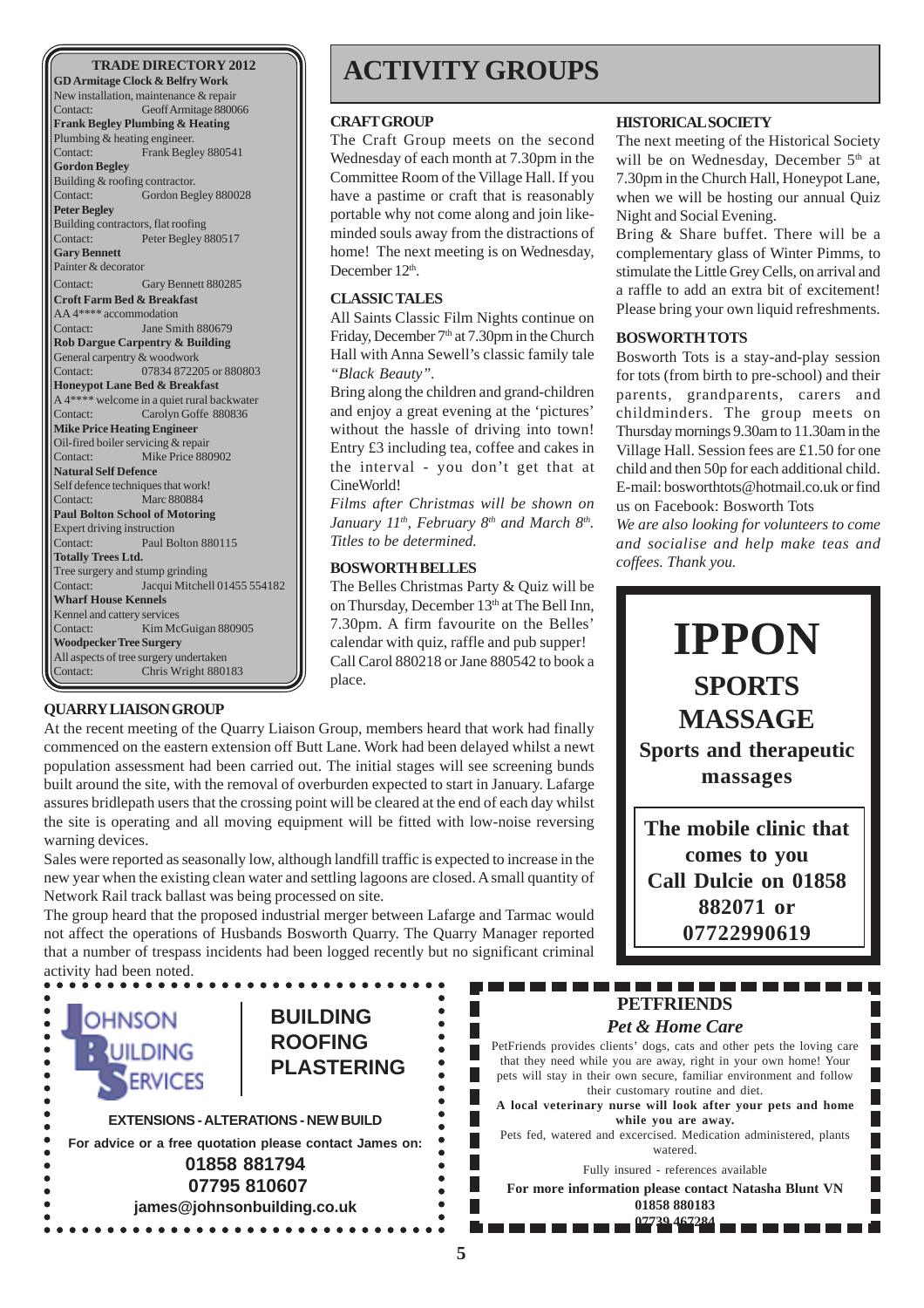## TRADE DIRECTORY 2012

**GD Armitage Clock & Belfry Work**
New installation, maintenance & repair
Contact: Geoff Armitage 880066

**Frank Begley Plumbing & Heating**
Plumbing & heating engineer.
Contact: Frank Begley 880541

**Gordon Begley**
Building & roofing contractor.
Contact: Gordon Begley 880028

**Peter Begley**
Building contractors, flat roofing
Contact: Peter Begley 880517

**Gary Bennett**
Painter & decorator
Contact: Gary Bennett 880285

**Croft Farm Bed & Breakfast**
AA 4**** accommodation
Contact: Jane Smith 880679

**Rob Dargue Carpentry & Building**
General carpentry & woodwork
Contact: 07834 872205 or 880803

**Honeypot Lane Bed & Breakfast**
A 4**** welcome in a quiet rural backwater
Contact: Carolyn Goffe 880836

**Mike Price Heating Engineer**
Oil-fired boiler servicing & repair
Contact: Mike Price 880902

**Natural Self Defence**
Self defence techniques that work!
Contact: Marc 880884

**Paul Bolton School of Motoring**
Expert driving instruction
Contact: Paul Bolton 880115

**Totally Trees Ltd.**
Tree surgery and stump grinding
Contact: Jacqui Mitchell 01455 554182

**Wharf House Kennels**
Kennel and cattery services
Contact: Kim McGuigan 880905

**Woodpecker Tree Surgery**
All aspects of tree surgery undertaken
Contact: Chris Wright 880183

# ACTIVITY GROUPS

### CRAFT GROUP

The Craft Group meets on the second Wednesday of each month at 7.30pm in the Committee Room of the Village Hall. If you have a pastime or craft that is reasonably portable why not come along and join like-minded souls away from the distractions of home! The next meeting is on Wednesday, December 12th.

### CLASSIC TALES

All Saints Classic Film Nights continue on Friday, December 7th at 7.30pm in the Church Hall with Anna Sewell's classic family tale *"Black Beauty"*.

Bring along the children and grand-children and enjoy a great evening at the 'pictures' without the hassle of driving into town! Entry £3 including tea, coffee and cakes in the interval - you don't get that at CineWorld!

*Films after Christmas will be shown on January 11th, February 8th and March 8th. Titles to be determined.*

### BOSWORTH BELLES

The Belles Christmas Party & Quiz will be on Thursday, December 13th at The Bell Inn, 7.30pm. A firm favourite on the Belles' calendar with quiz, raffle and pub supper! Call Carol 880218 or Jane 880542 to book a place.

### HISTORICAL SOCIETY

The next meeting of the Historical Society will be on Wednesday, December 5th at 7.30pm in the Church Hall, Honeypot Lane, when we will be hosting our annual Quiz Night and Social Evening.

Bring & Share buffet. There will be a complementary glass of Winter Pimms, to stimulate the Little Grey Cells, on arrival and a raffle to add an extra bit of excitement! Please bring your own liquid refreshments.

### BOSWORTH TOTS

Bosworth Tots is a stay-and-play session for tots (from birth to pre-school) and their parents, grandparents, carers and childminders. The group meets on Thursday mornings 9.30am to 11.30am in the Village Hall. Session fees are £1.50 for one child and then 50p for each additional child. E-mail: bosworthtots@hotmail.co.uk or find us on Facebook: Bosworth Tots

*We are also looking for volunteers to come and socialise and help make teas and coffees. Thank you.*

### QUARRY LIAISON GROUP

At the recent meeting of the Quarry Liaison Group, members heard that work had finally commenced on the eastern extension off Butt Lane. Work had been delayed whilst a newt population assessment had been carried out. The initial stages will see screening bunds built around the site, with the removal of overburden expected to start in January. Lafarge assures bridlepath users that the crossing point will be cleared at the end of each day whilst the site is operating and all moving equipment will be fitted with low-noise reversing warning devices.

Sales were reported as seasonally low, although landfill traffic is expected to increase in the new year when the existing clean water and settling lagoons are closed. A small quantity of Network Rail track ballast was being processed on site.

The group heard that the proposed industrial merger between Lafarge and Tarmac would not affect the operations of Husbands Bosworth Quarry. The Quarry Manager reported that a number of trespass incidents had been logged recently but no significant criminal activity had been noted.

**IPPON**
**SPORTS MASSAGE**
**Sports and therapeutic massages**

**The mobile clinic that comes to you**
**Call Dulcie on 01858 882071 or 07722990619**

**JOHNSON BUILDING SERVICES**

**BUILDING**
**ROOFING**
**PLASTERING**

**EXTENSIONS - ALTERATIONS - NEW BUILD**

**For advice or a free quotation please contact James on:**
**01858 881794**
**07795 810607**
**james@johnsonbuilding.co.uk**

**PETFRIENDS**
***Pet & Home Care***

PetFriends provides clients' dogs, cats and other pets the loving care that they need while you are away, right in your own home! Your pets will stay in their own secure, familiar environment and follow their customary routine and diet.

**A local veterinary nurse will look after your pets and home while you are away.**

Pets fed, watered and excercised. Medication administered, plants watered.

Fully insured - references available

**For more information please contact Natasha Blunt VN**
**01858 880183**
**07739 467284**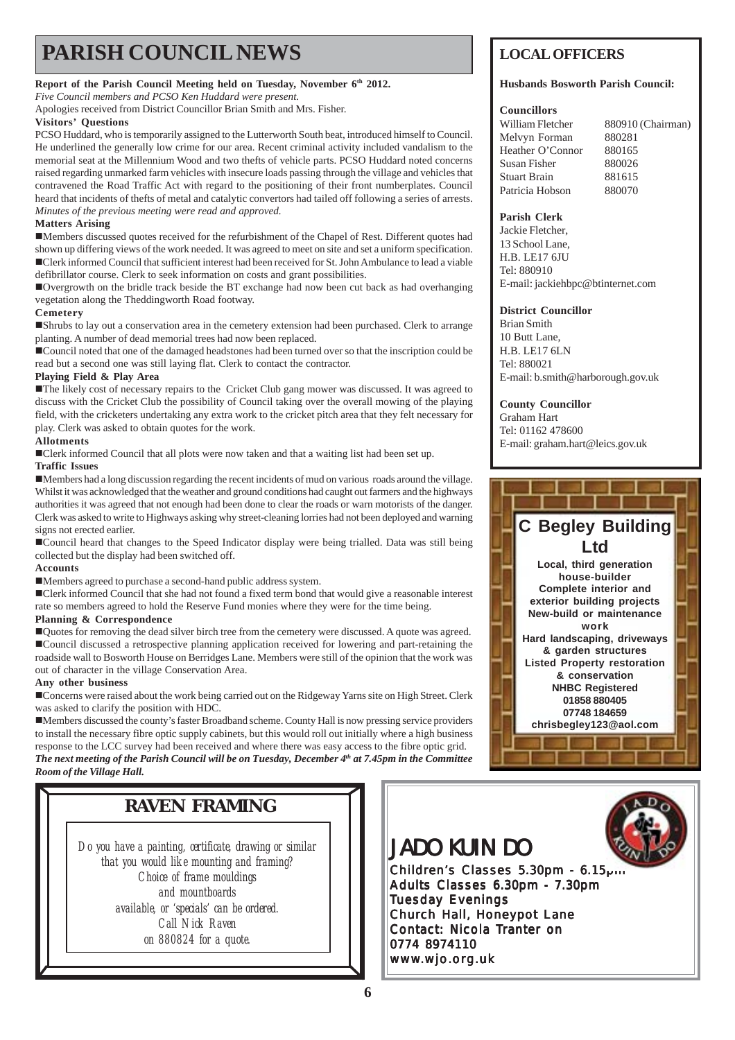# PARISH COUNCIL NEWS

**Report of the Parish Council Meeting held on Tuesday, November 6th 2012.**

*Five Council members and PCSO Ken Huddard were present.*

Apologies received from District Councillor Brian Smith and Mrs. Fisher.

**Visitors' Questions**

PCSO Huddard, who is temporarily assigned to the Lutterworth South beat, introduced himself to Council. He underlined the generally low crime for our area. Recent criminal activity included vandalism to the memorial seat at the Millennium Wood and two thefts of vehicle parts. PCSO Huddard noted concerns raised regarding unmarked farm vehicles with insecure loads passing through the village and vehicles that contravened the Road Traffic Act with regard to the positioning of their front numberplates. Council heard that incidents of thefts of metal and catalytic convertors had tailed off following a series of arrests.

*Minutes of the previous meeting were read and approved.*

**Matters Arising**

- Members discussed quotes received for the refurbishment of the Chapel of Rest. Different quotes had shown up differing views of the work needed. It was agreed to meet on site and set a uniform specification.
- Clerk informed Council that sufficient interest had been received for St. John Ambulance to lead a viable defibrillator course. Clerk to seek information on costs and grant possibilities.
- Overgrowth on the bridle track beside the BT exchange had now been cut back as had overhanging vegetation along the Theddingworth Road footway.

**Cemetery**

- Shrubs to lay out a conservation area in the cemetery extension had been purchased. Clerk to arrange planting. A number of dead memorial trees had now been replaced.
- Council noted that one of the damaged headstones had been turned over so that the inscription could be read but a second one was still laying flat. Clerk to contact the contractor.

**Playing Field & Play Area**

- The likely cost of necessary repairs to the Cricket Club gang mower was discussed. It was agreed to discuss with the Cricket Club the possibility of Council taking over the overall mowing of the playing field, with the cricketers undertaking any extra work to the cricket pitch area that they felt necessary for play. Clerk was asked to obtain quotes for the work.

**Allotments**

- Clerk informed Council that all plots were now taken and that a waiting list had been set up.

**Traffic Issues**

- Members had a long discussion regarding the recent incidents of mud on various roads around the village. Whilst it was acknowledged that the weather and ground conditions had caught out farmers and the highways authorities it was agreed that not enough had been done to clear the roads or warn motorists of the danger. Clerk was asked to write to Highways asking why street-cleaning lorries had not been deployed and warning signs not erected earlier.
- Council heard that changes to the Speed Indicator display were being trialled. Data was still being collected but the display had been switched off.

**Accounts**

- Members agreed to purchase a second-hand public address system.
- Clerk informed Council that she had not found a fixed term bond that would give a reasonable interest rate so members agreed to hold the Reserve Fund monies where they were for the time being.

**Planning & Correspondence**

- Quotes for removing the dead silver birch tree from the cemetery were discussed. A quote was agreed.
- Council discussed a retrospective planning application received for lowering and part-retaining the roadside wall to Bosworth House on Berridges Lane. Members were still of the opinion that the work was out of character in the village Conservation Area.

**Any other business**

- Concerns were raised about the work being carried out on the Ridgeway Yarns site on High Street. Clerk was asked to clarify the position with HDC.
- Members discussed the county's faster Broadband scheme. County Hall is now pressing service providers to install the necessary fibre optic supply cabinets, but this would roll out initially where a high business response to the LCC survey had been received and where there was easy access to the fibre optic grid.

***The next meeting of the Parish Council will be on Tuesday, December 4th at 7.45pm in the Committee Room of the Village Hall.***

## LOCAL OFFICERS

**Husbands Bosworth Parish Council:**

**Councillors**

| | |
|---|---|
| William Fletcher | 880910 (Chairman) |
| Melvyn Forman | 880281 |
| Heather O'Connor | 880165 |
| Susan Fisher | 880026 |
| Stuart Brain | 881615 |
| Patricia Hobson | 880070 |

**Parish Clerk**

Jackie Fletcher,
13 School Lane,
H.B. LE17 6JU
Tel: 880910
E-mail: jackiehbpc@btinternet.com

**District Councillor**

Brian Smith
10 Butt Lane,
H.B. LE17 6LN
Tel: 880021
E-mail: b.smith@harborough.gov.uk

**County Councillor**

Graham Hart
Tel: 01162 478600
E-mail: graham.hart@leics.gov.uk

## C Begley Building Ltd

**Local, third generation house-builder**
**Complete interior and exterior building projects**
**New-build or maintenance work**
**Hard landscaping, driveways & garden structures**
**Listed Property restoration & conservation**
**NHBC Registered**
**01858 880405**
**07748 184659**
**chrisbegley123@aol.com**

## RAVEN FRAMING

*Do you have a painting, certificate, drawing or similar that you would like mounting and framing?*
*Choice of frame mouldings and mountboards available, or 'specials' can be ordered.*
*Call Nick Raven on 880824 for a quote.*

## JADO KUIN DO

Children's Classes 5.30pm - 6.15pm
Adults Classes 6.30pm - 7.30pm
Tuesday Evenings
Church Hall, Honeypot Lane
Contact: Nicola Tranter on
0774 8974110
www.wjo.org.uk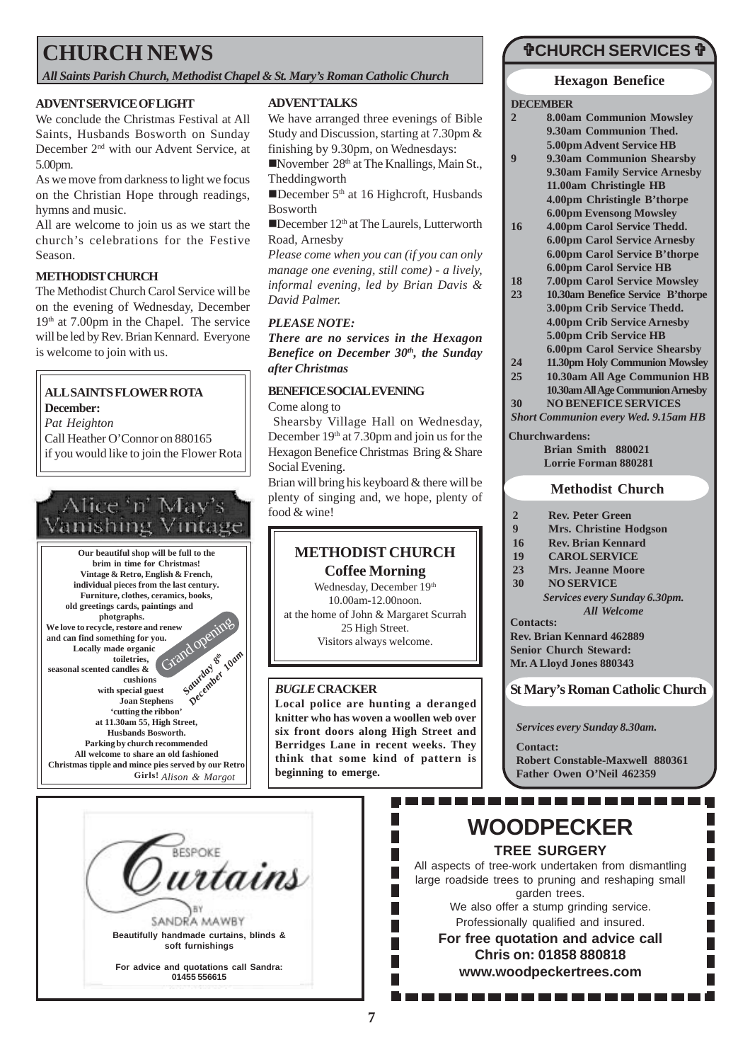# CHURCH NEWS

*All Saints Parish Church, Methodist Chapel & St. Mary's Roman Catholic Church*

### ADVENT SERVICE OF LIGHT

We conclude the Christmas Festival at All Saints, Husbands Bosworth on Sunday December 2nd with our Advent Service, at 5.00pm.

As we move from darkness to light we focus on the Christian Hope through readings, hymns and music.

All are welcome to join us as we start the church's celebrations for the Festive Season.

### METHODIST CHURCH

The Methodist Church Carol Service will be on the evening of Wednesday, December 19th at 7.00pm in the Chapel. The service will be led by Rev. Brian Kennard. Everyone is welcome to join with us.

### ALL SAINTS FLOWER ROTA

**December:**

*Pat Heighton*

Call Heather O'Connor on 880165 if you would like to join the Flower Rota

## Alice 'n' May's Vanishing Vintage

**Our beautiful shop will be full to the brim in time for Christmas! Vintage & Retro, English & French, individual pieces from the last century. Furniture, clothes, ceramics, books, old greetings cards, paintings and photgraphs. We love to recycle, restore and renew and can find something for you. Locally made organic toiletries, seasonal scented candles & cushions**

**Grand opening Saturday 8th December 10am with special guest Joan Stephens 'cutting the ribbon' at 11.30am 55, High Street, Husbands Bosworth. Parking by church recommended. All welcome to share an old fashioned Christmas tipple and mince pies served by our Retro Girls!** *Alison & Margot*

### ADVENT TALKS

We have arranged three evenings of Bible Study and Discussion, starting at 7.30pm & finishing by 9.30pm, on Wednesdays:

- November 28th at The Knallings, Main St., Theddingworth
- December 5th at 16 Highcroft, Husbands Bosworth
- December 12th at The Laurels, Lutterworth Road, Arnesby

*Please come when you can (if you can only manage one evening, still come) - a lively, informal evening, led by Brian Davis & David Palmer.*

***PLEASE NOTE:***

***There are no services in the Hexagon Benefice on December 30th, the Sunday after Christmas***

### BENEFICE SOCIAL EVENING

Come along to Shearsby Village Hall on Wednesday, December 19th at 7.30pm and join us for the Hexagon Benefice Christmas Bring & Share Social Evening.

Brian will bring his keyboard & there will be plenty of singing and, we hope, plenty of food & wine!

## METHODIST CHURCH Coffee Morning

Wednesday, December 19th
10.00am-12.00noon.
at the home of John & Margaret Scurrah
25 High Street.
Visitors always welcome.

### *BUGLE* CRACKER

**Local police are hunting a deranged knitter who has woven a woollen web over six front doors along High Street and Berridges Lane in recent weeks. They think that some kind of pattern is beginning to emerge.**

## ✞CHURCH SERVICES ✞

### Hexagon Benefice

**DECEMBER**

| | |
|---|---|
| **2** | **8.00am Communion Mowsley** |
| | **9.30am Communion Thed.** |
| | **5.00pm Advent Service HB** |
| **9** | **9.30am Communion Shearsby** |
| | **9.30am Family Service Arnesby** |
| | **11.00am Christingle HB** |
| | **4.00pm Christingle B'thorpe** |
| | **6.00pm Evensong Mowsley** |
| **16** | **4.00pm Carol Service Thedd.** |
| | **6.00pm Carol Service Arnesby** |
| | **6.00pm Carol Service B'thorpe** |
| | **6.00pm Carol Service HB** |
| **18** | **7.00pm Carol Service Mowsley** |
| **23** | **10.30am Benefice Service B'thorpe** |
| | **3.00pm Crib Service Thedd.** |
| | **4.00pm Crib Service Arnesby** |
| | **5.00pm Crib Service HB** |
| | **6.00pm Carol Service Shearsby** |
| **24** | **11.30pm Holy Communion Mowsley** |
| **25** | **10.30am All Age Communion HB** |
| | **10.30am All Age Communion Arnesby** |
| **30** | **NO BENEFICE SERVICES** |

***Short Communion every Wed. 9.15am HB***

**Churchwardens:**
**Brian Smith 880021**
**Lorrie Forman 880281**

### Methodist Church

| | |
|---|---|
| **2** | **Rev. Peter Green** |
| **9** | **Mrs. Christine Hodgson** |
| **16** | **Rev. Brian Kennard** |
| **19** | **CAROL SERVICE** |
| **23** | **Mrs. Jeanne Moore** |
| **30** | **NO SERVICE** |

***Services every Sunday 6.30pm.***
***All Welcome***

**Contacts:**
**Rev. Brian Kennard 462889**
**Senior Church Steward:**
**Mr. A Lloyd Jones 880343**

### St Mary's Roman Catholic Church

***Services every Sunday 8.30am.***

**Contact:**
**Robert Constable-Maxwell 880361**
**Father Owen O'Neil 462359**

## BESPOKE Curtains BY SANDRA MAWBY

**Beautifully handmade curtains, blinds & soft furnishings**

**For advice and quotations call Sandra: 01455 556615**

## WOODPECKER

**TREE SURGERY**

All aspects of tree-work undertaken from dismantling large roadside trees to pruning and reshaping small garden trees.

We also offer a stump grinding service.

Professionally qualified and insured.

**For free quotation and advice call Chris on: 01858 880818**
**www.woodpeckertrees.com**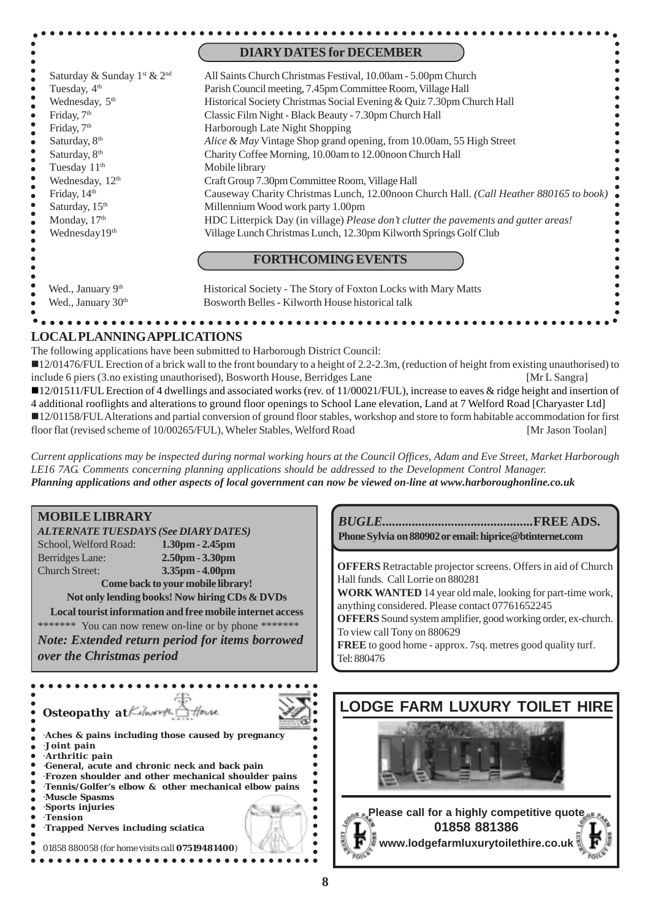## DIARY DATES for DECEMBER

| | |
|---|---|
| Saturday & Sunday 1st & 2nd | All Saints Church Christmas Festival, 10.00am - 5.00pm Church |
| Tuesday, 4th | Parish Council meeting, 7.45pm Committee Room, Village Hall |
| Wednesday, 5th | Historical Society Christmas Social Evening & Quiz 7.30pm Church Hall |
| Friday, 7th | Classic Film Night - Black Beauty - 7.30pm Church Hall |
| Friday, 7th | Harborough Late Night Shopping |
| Saturday, 8th | *Alice & May* Vintage Shop grand opening, from 10.00am, 55 High Street |
| Saturday, 8th | Charity Coffee Morning, 10.00am to 12.00noon Church Hall |
| Tuesday 11th | Mobile library |
| Wednesday, 12th | Craft Group 7.30pm Committee Room, Village Hall |
| Friday, 14th | Causeway Charity Christmas Lunch, 12.00noon Church Hall. *(Call Heather 880165 to book)* |
| Saturday, 15th | Millennium Wood work party 1.00pm |
| Monday, 17th | HDC Litterpick Day (in village) *Please don't clutter the pavements and gutter areas!* |
| Wednesday19th | Village Lunch Christmas Lunch, 12.30pm Kilworth Springs Golf Club |

## FORTHCOMING EVENTS

| | |
|---|---|
| Wed., January 9th | Historical Society - The Story of Foxton Locks with Mary Matts |
| Wed., January 30th | Bosworth Belles - Kilworth House historical talk |

## LOCAL PLANNING APPLICATIONS

The following applications have been submitted to Harborough District Council:

- 12/01476/FUL Erection of a brick wall to the front boundary to a height of 2.2-2.3m, (reduction of height from existing unauthorised) to include 6 piers (3.no existing unauthorised), Bosworth House, Berridges Lane [Mr L Sangra]
- 12/01511/FUL Erection of 4 dwellings and associated works (rev. of 11/00021/FUL), increase to eaves & ridge height and insertion of 4 additional rooflights and alterations to ground floor openings to School Lane elevation, Land at 7 Welford Road [Charyaster Ltd]
- 12/01158/FUL Alterations and partial conversion of ground floor stables, workshop and store to form habitable accommodation for first floor flat (revised scheme of 10/00265/FUL), Wheler Stables, Welford Road [Mr Jason Toolan]

*Current applications may be inspected during normal working hours at the Council Offices, Adam and Eve Street, Market Harborough LE16 7AG. Comments concerning planning applications should be addressed to the Development Control Manager.*
***Planning applications and other aspects of local government can now be viewed on-line at www.harboroughonline.co.uk***

## MOBILE LIBRARY

***ALTERNATE TUESDAYS (See DIARY DATES)***

| | |
|---|---|
| School, Welford Road: | **1.30pm - 2.45pm** |
| Berridges Lane: | **2.50pm - 3.30pm** |
| Church Street: | **3.35pm - 4.00pm** |

**Come back to your mobile library!**
**Not only lending books! Now hiring CDs & DVDs**
**Local tourist information and free mobile internet access**
\*\*\*\*\*\*\* You can now renew on-line or by phone \*\*\*\*\*\*\*

***Note: Extended return period for items borrowed over the Christmas period***

## *BUGLE*..............................................FREE ADS.

**Phone Sylvia on 880902 or email: hiprice@btinternet.com**

**OFFERS** Retractable projector screens. Offers in aid of Church Hall funds. Call Lorrie on 880281
**WORK WANTED** 14 year old male, looking for part-time work, anything considered. Please contact 07761652245
**OFFERS** Sound system amplifier, good working order, ex-church. To view call Tony on 880629
**FREE** to good home - approx. 7sq. metres good quality turf. Tel: 880476

## *Osteopathy at* Kilworth House

- **Aches & pains including those caused by pregnancy**
- **Joint pain**
- **Arthritic pain**
- **General, acute and chronic neck and back pain**
- **Frozen shoulder and other mechanical shoulder pains**
- **Tennis/Golfer's elbow & other mechanical elbow pains**
- **Muscle Spasms**
- **Sports injuries**
- **Tension**
- **Trapped Nerves including sciatica**

01858 880058 (for home visits call **07519481400**)

## LODGE FARM LUXURY TOILET HIRE

**Please call for a highly competitive quote**
**01858 881386**
**www.lodgefarmluxurytoilethire.co.uk**